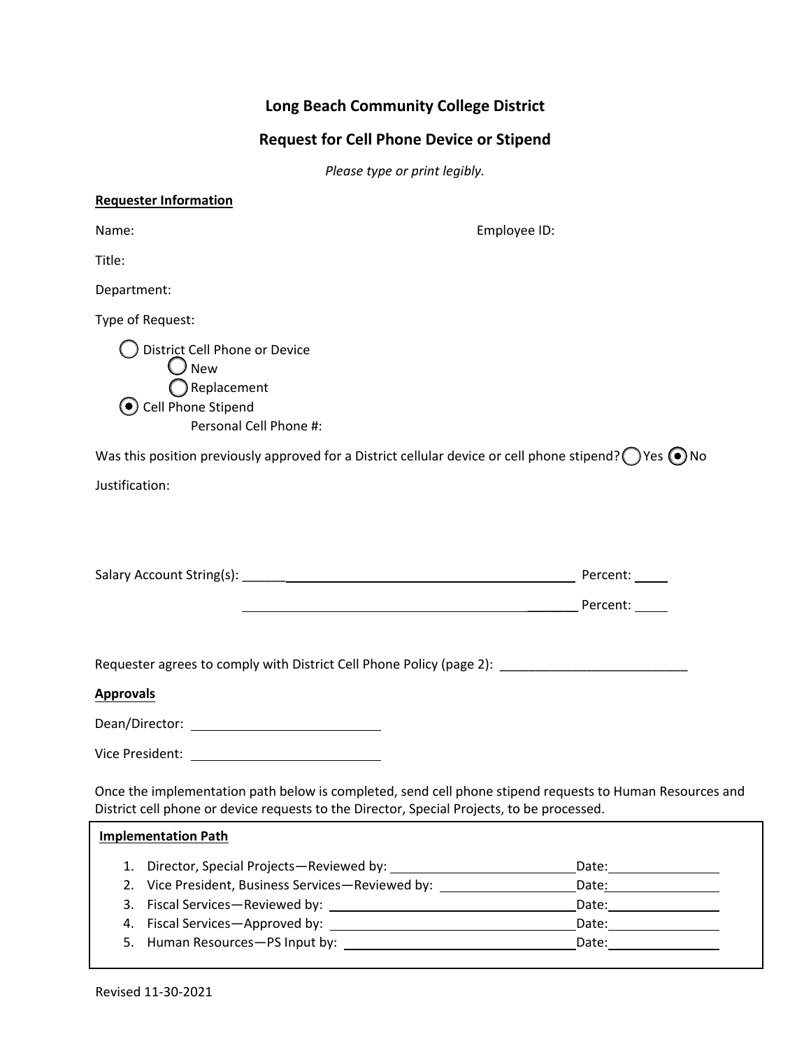# Long Beach Community College District

## Request for Cell Phone Device or Stipend

*Please type or print legibly.*

**Requester Information**

Name: Employee ID:

Title:

Department:

Type of Request:

- ○ District Cell Phone or Device
  - ○ New
  - ○ Replacement
- ◉ Cell Phone Stipend
  - Personal Cell Phone #:

Was this position previously approved for a District cellular device or cell phone stipend? ○ Yes ◉ No

Justification:

Salary Account String(s): ______________________________ Percent: _____

______________________________ Percent: _____

Requester agrees to comply with District Cell Phone Policy (page 2): ___________________________

**Approvals**

Dean/Director: ___________________________

Vice President: ___________________________

Once the implementation path below is completed, send cell phone stipend requests to Human Resources and District cell phone or device requests to the Director, Special Projects, to be processed.

**Implementation Path**

1. Director, Special Projects—Reviewed by: ___________________________ Date: ___________
2. Vice President, Business Services—Reviewed by: ___________________________ Date: ___________
3. Fiscal Services—Reviewed by: ___________________________ Date: ___________
4. Fiscal Services—Approved by: ___________________________ Date: ___________
5. Human Resources—PS Input by: ___________________________ Date: ___________

Revised 11-30-2021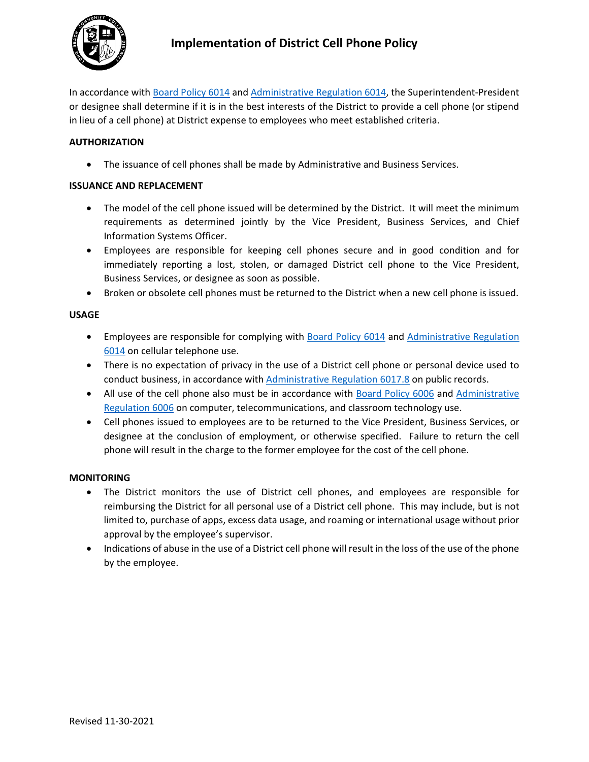# Implementation of District Cell Phone Policy

In accordance with Board Policy 6014 and Administrative Regulation 6014, the Superintendent-President or designee shall determine if it is in the best interests of the District to provide a cell phone (or stipend in lieu of a cell phone) at District expense to employees who meet established criteria.

**AUTHORIZATION**

- The issuance of cell phones shall be made by Administrative and Business Services.

**ISSUANCE AND REPLACEMENT**

- The model of the cell phone issued will be determined by the District. It will meet the minimum requirements as determined jointly by the Vice President, Business Services, and Chief Information Systems Officer.
- Employees are responsible for keeping cell phones secure and in good condition and for immediately reporting a lost, stolen, or damaged District cell phone to the Vice President, Business Services, or designee as soon as possible.
- Broken or obsolete cell phones must be returned to the District when a new cell phone is issued.

**USAGE**

- Employees are responsible for complying with Board Policy 6014 and Administrative Regulation 6014 on cellular telephone use.
- There is no expectation of privacy in the use of a District cell phone or personal device used to conduct business, in accordance with Administrative Regulation 6017.8 on public records.
- All use of the cell phone also must be in accordance with Board Policy 6006 and Administrative Regulation 6006 on computer, telecommunications, and classroom technology use.
- Cell phones issued to employees are to be returned to the Vice President, Business Services, or designee at the conclusion of employment, or otherwise specified. Failure to return the cell phone will result in the charge to the former employee for the cost of the cell phone.

**MONITORING**

- The District monitors the use of District cell phones, and employees are responsible for reimbursing the District for all personal use of a District cell phone. This may include, but is not limited to, purchase of apps, excess data usage, and roaming or international usage without prior approval by the employee's supervisor.
- Indications of abuse in the use of a District cell phone will result in the loss of the use of the phone by the employee.

Revised 11-30-2021